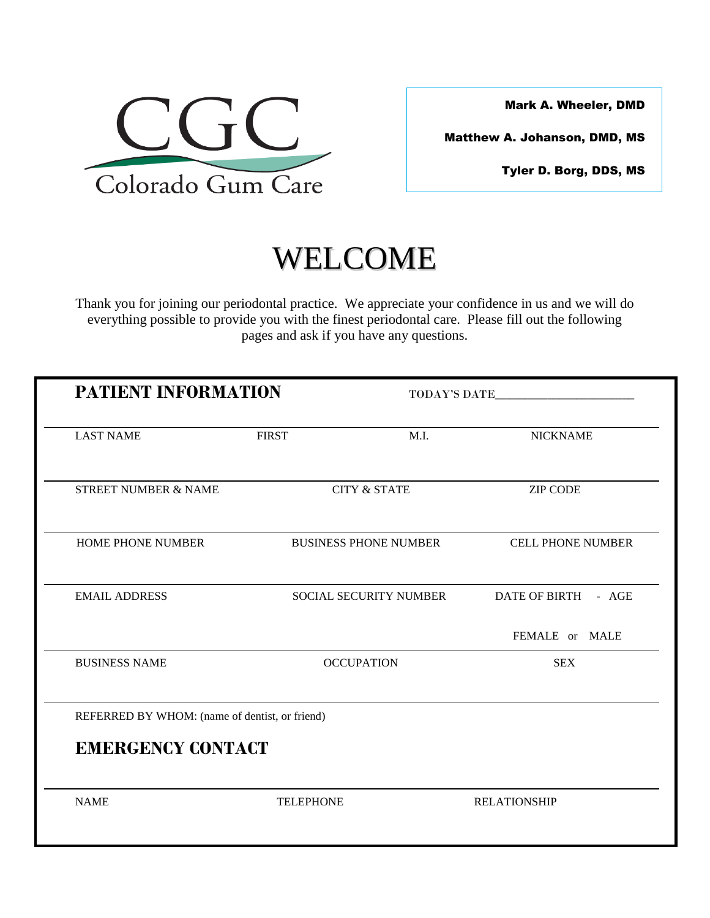CGC

Colorado Gum Care

**Mark A. Wheeler, DMD**

**Matthew A. Johanson, DMD, MS**

**Tyler D. Borg, DDS, MS**

# WELCOME

Thank you for joining our periodontal practice. We appreciate your confidence in us and we will do everything possible to provide you with the finest periodontal care. Please fill out the following pages and ask if you have any questions.

## PATIENT INFORMATION

TODAY'S DATE_______________________

| LAST NAME | FIRST | M.I. | NICKNAME |
|---|---|---|---|
| | | | |

| STREET NUMBER & NAME | CITY & STATE | ZIP CODE |
|---|---|---|
| | | |

| HOME PHONE NUMBER | BUSINESS PHONE NUMBER | CELL PHONE NUMBER |
|---|---|---|
| | | |

| EMAIL ADDRESS | SOCIAL SECURITY NUMBER | DATE OF BIRTH - AGE |
|---|---|---|
| | | FEMALE or MALE |

| BUSINESS NAME | OCCUPATION | SEX |
|---|---|---|
| | | |

REFERRED BY WHOM: (name of dentist, or friend)

## EMERGENCY CONTACT

| NAME | TELEPHONE | RELATIONSHIP |
|---|---|---|
| | | |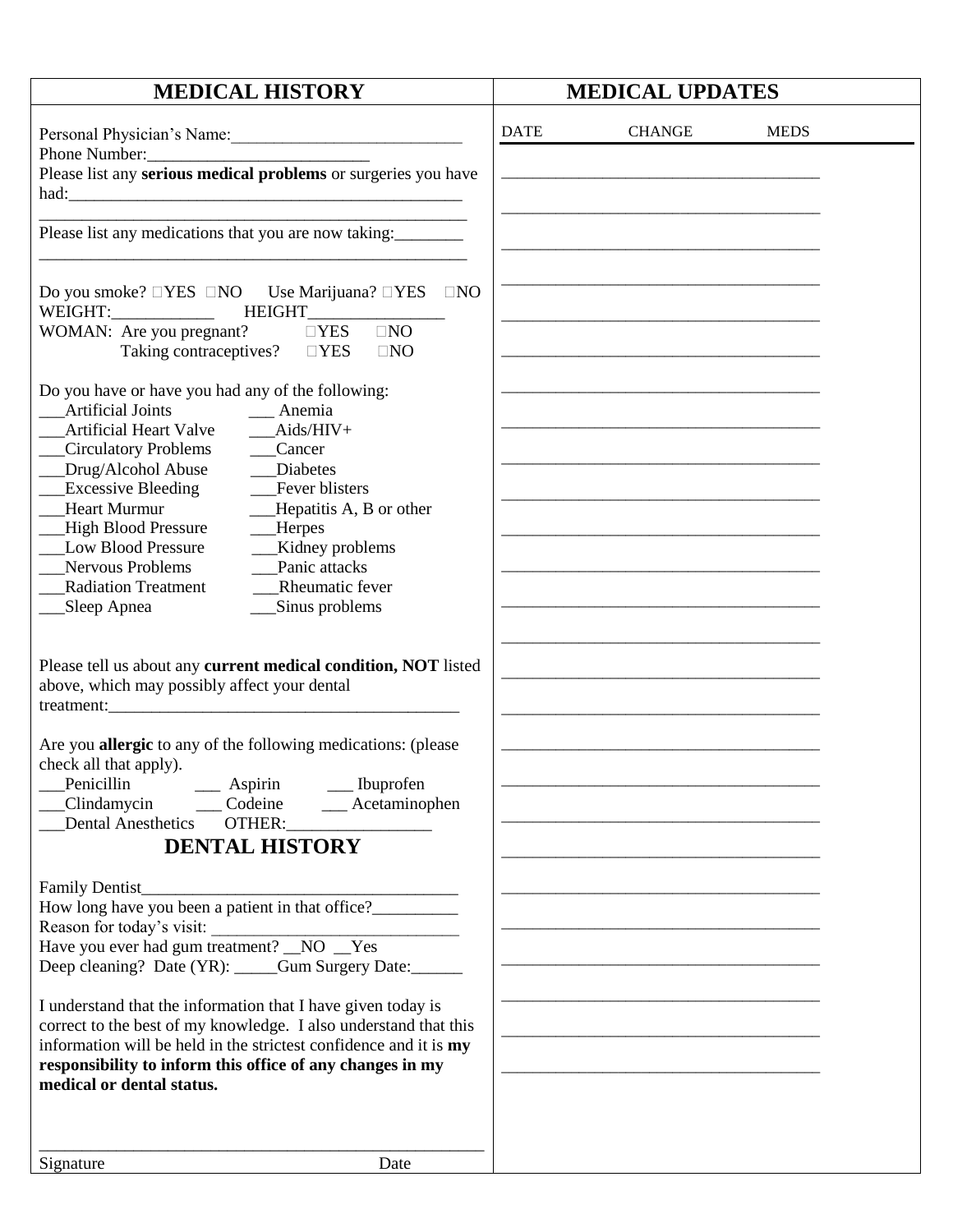## MEDICAL HISTORY

Personal Physician's Name:___________________________
Phone Number:_________________________
Please list any **serious medical problems** or surgeries you have had:_______________________________________________
_________________________________________________
Please list any medications that you are now taking:________
_________________________________________________

Do you smoke? ☐YES ☐NO Use Marijuana? ☐YES ☐NO
WEIGHT:___________ HEIGHT_______________
WOMAN: Are you pregnant? ☐YES ☐NO
Taking contraceptives? ☐YES ☐NO

Do you have or have you had any of the following:

___Artificial Joints ___ Anemia
___Artificial Heart Valve ___Aids/HIV+
___Circulatory Problems ___Cancer
___Drug/Alcohol Abuse ___Diabetes
___Excessive Bleeding ___Fever blisters
___Heart Murmur ___Hepatitis A, B or other
___High Blood Pressure ___Herpes
___Low Blood Pressure ___Kidney problems
___Nervous Problems ___Panic attacks
___Radiation Treatment ___Rheumatic fever
___Sleep Apnea ___Sinus problems

Please tell us about any **current medical condition, NOT** listed above, which may possibly affect your dental treatment:_________________________________________

Are you **allergic** to any of the following medications: (please check all that apply).

___Penicillin ___ Aspirin ___ Ibuprofen
___Clindamycin ___ Codeine ___ Acetaminophen
___Dental Anesthetics OTHER:________________

## DENTAL HISTORY

Family Dentist____________________________________
How long have you been a patient in that office?__________
Reason for today's visit: _____________________________
Have you ever had gum treatment? __NO __Yes
Deep cleaning? Date (YR): _____Gum Surgery Date:______

I understand that the information that I have given today is correct to the best of my knowledge. I also understand that this information will be held in the strictest confidence and it is **my responsibility to inform this office of any changes in my medical or dental status.**

_____________________________________________________
Signature Date

## MEDICAL UPDATES

| DATE | CHANGE | MEDS |
|---|---|---|
| | | |
| | | |
| | | |
| | | |
| | | |
| | | |
| | | |
| | | |
| | | |
| | | |
| | | |
| | | |
| | | |
| | | |
| | | |
| | | |
| | | |
| | | |
| | | |
| | | |
| | | |
| | | |
| | | |
| | | |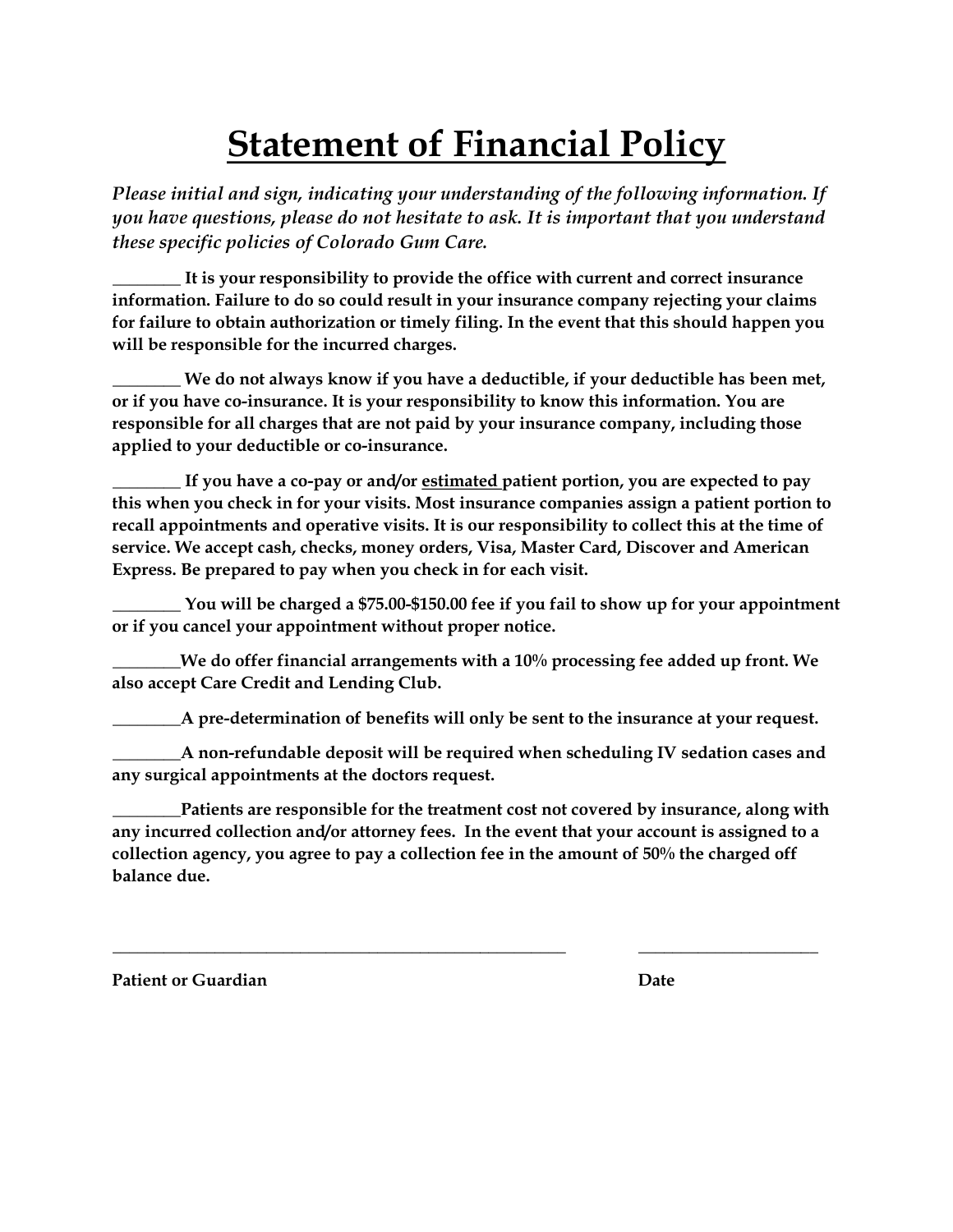# Statement of Financial Policy

*Please initial and sign, indicating your understanding of the following information. If you have questions, please do not hesitate to ask. It is important that you understand these specific policies of Colorado Gum Care.*

**________ It is your responsibility to provide the office with current and correct insurance information. Failure to do so could result in your insurance company rejecting your claims for failure to obtain authorization or timely filing. In the event that this should happen you will be responsible for the incurred charges.**

**________ We do not always know if you have a deductible, if your deductible has been met, or if you have co-insurance. It is your responsibility to know this information. You are responsible for all charges that are not paid by your insurance company, including those applied to your deductible or co-insurance.**

**________ If you have a co-pay or and/or <u>estimated</u> patient portion, you are expected to pay this when you check in for your visits. Most insurance companies assign a patient portion to recall appointments and operative visits. It is our responsibility to collect this at the time of service. We accept cash, checks, money orders, Visa, Master Card, Discover and American Express. Be prepared to pay when you check in for each visit.**

**________ You will be charged a $75.00-$150.00 fee if you fail to show up for your appointment or if you cancel your appointment without proper notice.**

**________We do offer financial arrangements with a 10% processing fee added up front. We also accept Care Credit and Lending Club.**

**________A pre-determination of benefits will only be sent to the insurance at your request.**

**________A non-refundable deposit will be required when scheduling IV sedation cases and any surgical appointments at the doctors request.**

**________Patients are responsible for the treatment cost not covered by insurance, along with any incurred collection and/or attorney fees. In the event that your account is assigned to a collection agency, you agree to pay a collection fee in the amount of 50% the charged off balance due.**

________________________________________________ ____________________

**Patient or Guardian** **Date**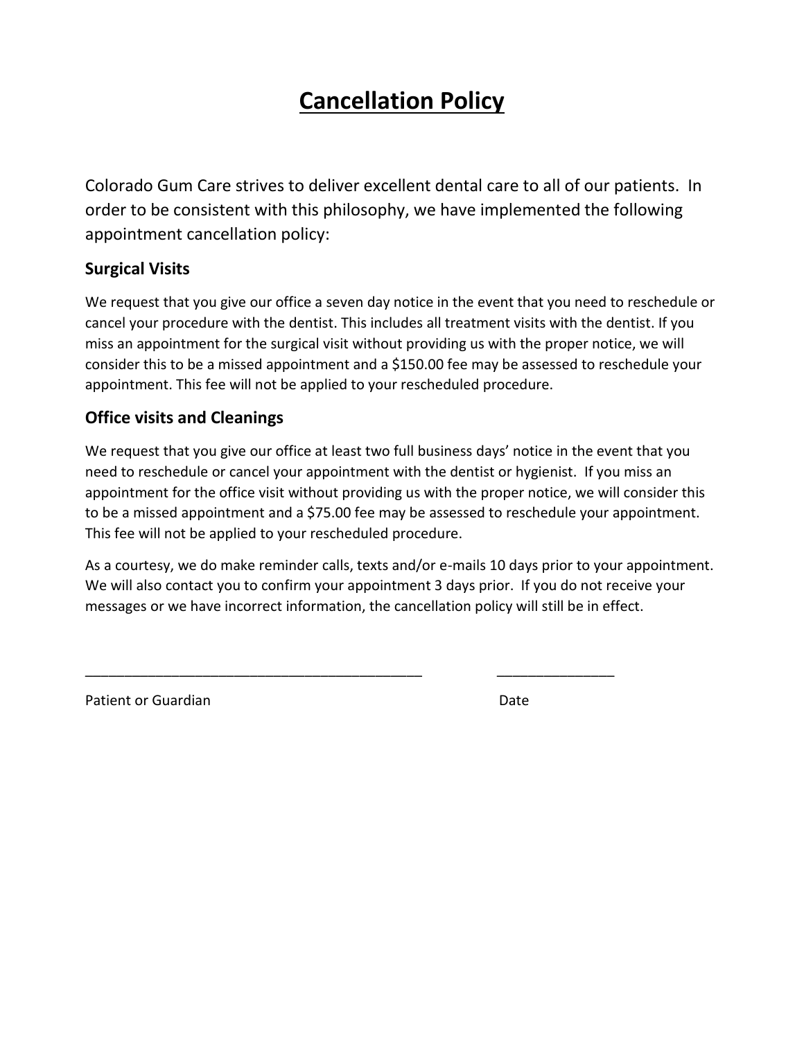# Cancellation Policy

Colorado Gum Care strives to deliver excellent dental care to all of our patients. In order to be consistent with this philosophy, we have implemented the following appointment cancellation policy:

## Surgical Visits

We request that you give our office a seven day notice in the event that you need to reschedule or cancel your procedure with the dentist. This includes all treatment visits with the dentist. If you miss an appointment for the surgical visit without providing us with the proper notice, we will consider this to be a missed appointment and a $150.00 fee may be assessed to reschedule your appointment. This fee will not be applied to your rescheduled procedure.

## Office visits and Cleanings

We request that you give our office at least two full business days' notice in the event that you need to reschedule or cancel your appointment with the dentist or hygienist. If you miss an appointment for the office visit without providing us with the proper notice, we will consider this to be a missed appointment and a $75.00 fee may be assessed to reschedule your appointment. This fee will not be applied to your rescheduled procedure.

As a courtesy, we do make reminder calls, texts and/or e-mails 10 days prior to your appointment. We will also contact you to confirm your appointment 3 days prior. If you do not receive your messages or we have incorrect information, the cancellation policy will still be in effect.

\_\_\_\_\_\_\_\_\_\_\_\_\_\_\_\_\_\_\_\_\_\_\_\_\_\_\_\_\_\_\_\_\_\_\_\_\_\_\_\_\_\_ \_\_\_\_\_\_\_\_\_\_\_\_\_\_\_

Patient or Guardian Date